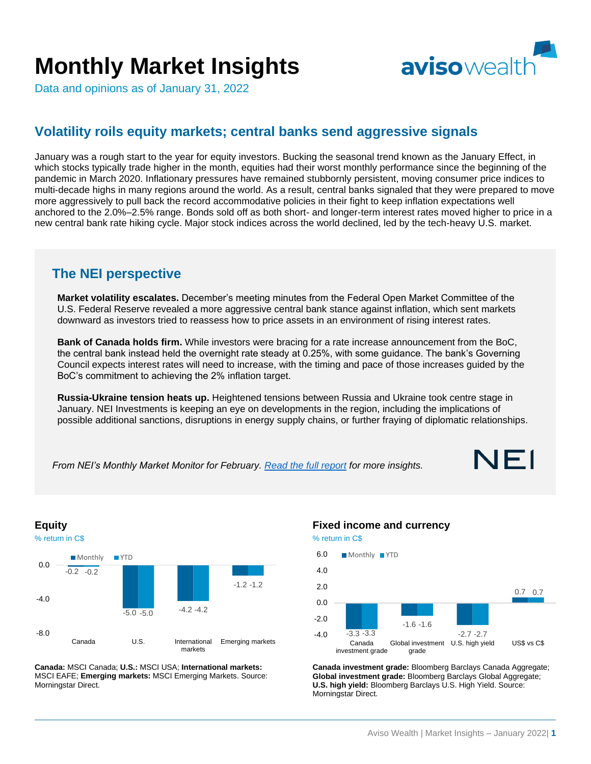# Monthly Market Insights

Data and opinions as of January 31, 2022

## Volatility roils equity markets; central banks send aggressive signals

January was a rough start to the year for equity investors. Bucking the seasonal trend known as the January Effect, in which stocks typically trade higher in the month, equities had their worst monthly performance since the beginning of the pandemic in March 2020. Inflationary pressures have remained stubbornly persistent, moving consumer price indices to multi-decade highs in many regions around the world. As a result, central banks signaled that they were prepared to move more aggressively to pull back the record accommodative policies in their fight to keep inflation expectations well anchored to the 2.0%–2.5% range. Bonds sold off as both short- and longer-term interest rates moved higher to price in a new central bank rate hiking cycle. Major stock indices across the world declined, led by the tech-heavy U.S. market.

### The NEI perspective

**Market volatility escalates.** December's meeting minutes from the Federal Open Market Committee of the U.S. Federal Reserve revealed a more aggressive central bank stance against inflation, which sent markets downward as investors tried to reassess how to price assets in an environment of rising interest rates.

**Bank of Canada holds firm.** While investors were bracing for a rate increase announcement from the BoC, the central bank instead held the overnight rate steady at 0.25%, with some guidance. The bank's Governing Council expects interest rates will need to increase, with the timing and pace of those increases guided by the BoC's commitment to achieving the 2% inflation target.

**Russia-Ukraine tension heats up.** Heightened tensions between Russia and Ukraine took centre stage in January. NEI Investments is keeping an eye on developments in the region, including the implications of possible additional sanctions, disruptions in energy supply chains, or further fraying of diplomatic relationships.

*From NEI's Monthly Market Monitor for February. [Read the full report]() for more insights.*

NEI

### Equity

% return in C$

| | Monthly | YTD |
|---|---|---|
| Canada | -0.2 | -0.2 |
| U.S. | -5.0 | -5.0 |
| International markets | -4.2 | -4.2 |
| Emerging markets | -1.2 | -1.2 |

**Canada:** MSCI Canada; **U.S.:** MSCI USA; **International markets:** MSCI EAFE; **Emerging markets:** MSCI Emerging Markets. Source: Morningstar Direct.

### Fixed income and currency

% return in C$

| | Monthly | YTD |
|---|---|---|
| Canada investment grade | -3.3 | -3.3 |
| Global investment grade | -1.6 | -1.6 |
| U.S. high yield | -2.7 | -2.7 |
| US$ vs C$ | 0.7 | 0.7 |

**Canada investment grade:** Bloomberg Barclays Canada Aggregate; **Global investment grade:** Bloomberg Barclays Global Aggregate; **U.S. high yield:** Bloomberg Barclays U.S. High Yield. Source: Morningstar Direct.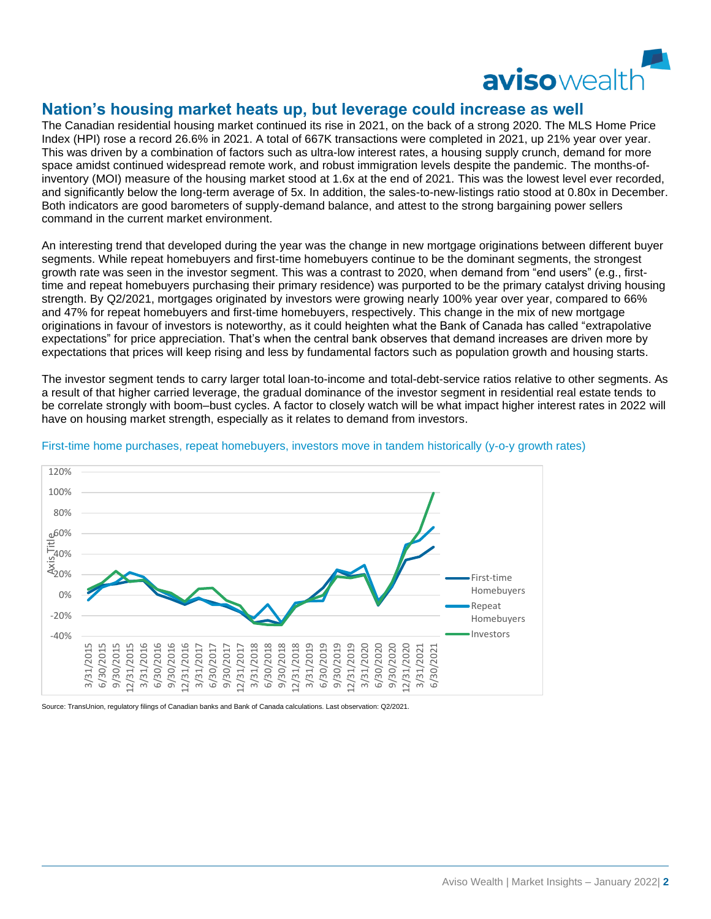## Nation's housing market heats up, but leverage could increase as well

The Canadian residential housing market continued its rise in 2021, on the back of a strong 2020. The MLS Home Price Index (HPI) rose a record 26.6% in 2021. A total of 667K transactions were completed in 2021, up 21% year over year. This was driven by a combination of factors such as ultra-low interest rates, a housing supply crunch, demand for more space amidst continued widespread remote work, and robust immigration levels despite the pandemic. The months-of-inventory (MOI) measure of the housing market stood at 1.6x at the end of 2021. This was the lowest level ever recorded, and significantly below the long-term average of 5x. In addition, the sales-to-new-listings ratio stood at 0.80x in December. Both indicators are good barometers of supply-demand balance, and attest to the strong bargaining power sellers command in the current market environment.

An interesting trend that developed during the year was the change in new mortgage originations between different buyer segments. While repeat homebuyers and first-time homebuyers continue to be the dominant segments, the strongest growth rate was seen in the investor segment. This was a contrast to 2020, when demand from "end users" (e.g., first-time and repeat homebuyers purchasing their primary residence) was purported to be the primary catalyst driving housing strength. By Q2/2021, mortgages originated by investors were growing nearly 100% year over year, compared to 66% and 47% for repeat homebuyers and first-time homebuyers, respectively. This change in the mix of new mortgage originations in favour of investors is noteworthy, as it could heighten what the Bank of Canada has called "extrapolative expectations" for price appreciation. That's when the central bank observes that demand increases are driven more by expectations that prices will keep rising and less by fundamental factors such as population growth and housing starts.

The investor segment tends to carry larger total loan-to-income and total-debt-service ratios relative to other segments. As a result of that higher carried leverage, the gradual dominance of the investor segment in residential real estate tends to be correlate strongly with boom–bust cycles. A factor to closely watch will be what impact higher interest rates in 2022 will have on housing market strength, especially as it relates to demand from investors.

First-time home purchases, repeat homebuyers, investors move in tandem historically (y-o-y growth rates)

Source: TransUnion, regulatory filings of Canadian banks and Bank of Canada calculations. Last observation: Q2/2021.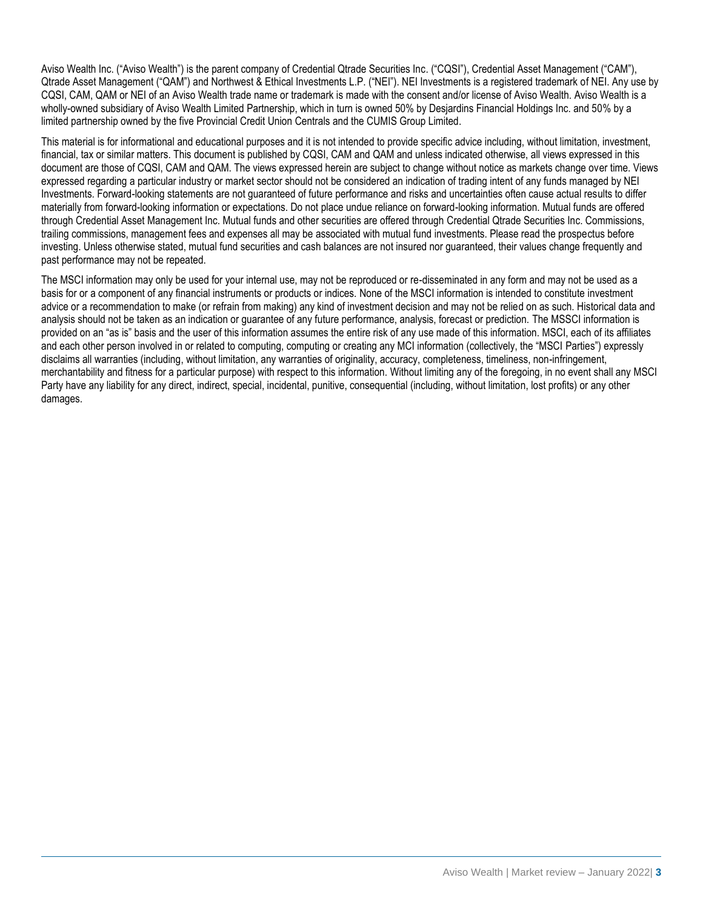Aviso Wealth Inc. ("Aviso Wealth") is the parent company of Credential Qtrade Securities Inc. ("CQSI"), Credential Asset Management ("CAM"), Qtrade Asset Management ("QAM") and Northwest & Ethical Investments L.P. ("NEI"). NEI Investments is a registered trademark of NEI. Any use by CQSI, CAM, QAM or NEI of an Aviso Wealth trade name or trademark is made with the consent and/or license of Aviso Wealth. Aviso Wealth is a wholly-owned subsidiary of Aviso Wealth Limited Partnership, which in turn is owned 50% by Desjardins Financial Holdings Inc. and 50% by a limited partnership owned by the five Provincial Credit Union Centrals and the CUMIS Group Limited.

This material is for informational and educational purposes and it is not intended to provide specific advice including, without limitation, investment, financial, tax or similar matters. This document is published by CQSI, CAM and QAM and unless indicated otherwise, all views expressed in this document are those of CQSI, CAM and QAM. The views expressed herein are subject to change without notice as markets change over time. Views expressed regarding a particular industry or market sector should not be considered an indication of trading intent of any funds managed by NEI Investments. Forward-looking statements are not guaranteed of future performance and risks and uncertainties often cause actual results to differ materially from forward-looking information or expectations. Do not place undue reliance on forward-looking information. Mutual funds are offered through Credential Asset Management Inc. Mutual funds and other securities are offered through Credential Qtrade Securities Inc. Commissions, trailing commissions, management fees and expenses all may be associated with mutual fund investments. Please read the prospectus before investing. Unless otherwise stated, mutual fund securities and cash balances are not insured nor guaranteed, their values change frequently and past performance may not be repeated.

The MSCI information may only be used for your internal use, may not be reproduced or re-disseminated in any form and may not be used as a basis for or a component of any financial instruments or products or indices. None of the MSCI information is intended to constitute investment advice or a recommendation to make (or refrain from making) any kind of investment decision and may not be relied on as such. Historical data and analysis should not be taken as an indication or guarantee of any future performance, analysis, forecast or prediction. The MSSCI information is provided on an "as is" basis and the user of this information assumes the entire risk of any use made of this information. MSCI, each of its affiliates and each other person involved in or related to computing, computing or creating any MCI information (collectively, the "MSCI Parties") expressly disclaims all warranties (including, without limitation, any warranties of originality, accuracy, completeness, timeliness, non-infringement, merchantability and fitness for a particular purpose) with respect to this information. Without limiting any of the foregoing, in no event shall any MSCI Party have any liability for any direct, indirect, special, incidental, punitive, consequential (including, without limitation, lost profits) or any other damages.